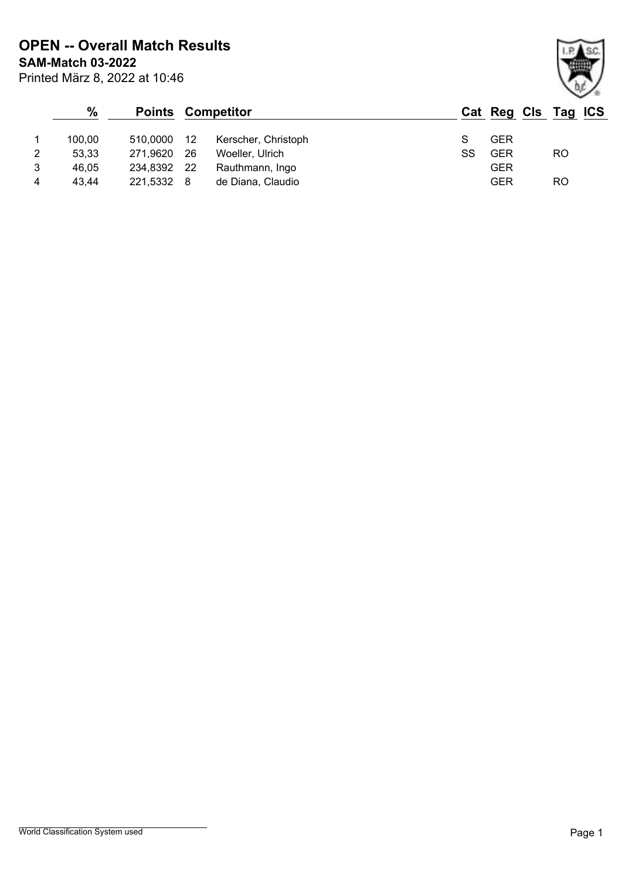# OPEN -- Overall Match Results

**SAM-Match 03-2022**

Printed März 8, 2022 at 10:46

| | % | Points | Competitor | | Cat | Reg | Cls | Tag | ICS |
|---|---|---|---|---|---|---|---|---|---|
| 1 | 100,00 | 510,0000 | 12 | Kerscher, Christoph | S | GER | | | |
| 2 | 53,33 | 271,9620 | 26 | Woeller, Ulrich | SS | GER | | RO | |
| 3 | 46,05 | 234,8392 | 22 | Rauthmann, Ingo | | GER | | | |
| 4 | 43,44 | 221,5332 | 8 | de Diana, Claudio | | GER | | RO | |

World Classification System used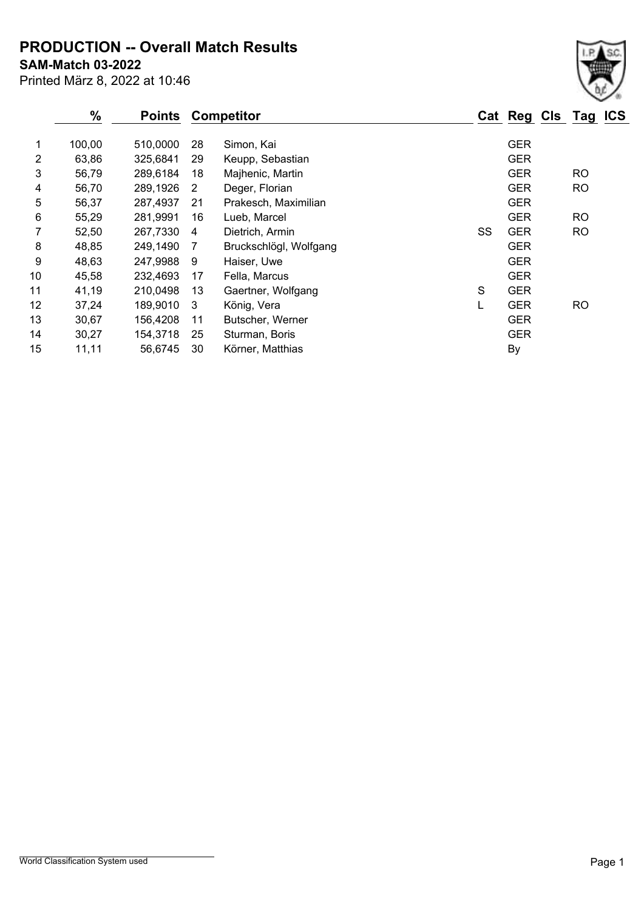# PRODUCTION -- Overall Match Results

**SAM-Match 03-2022**

Printed März 8, 2022 at 10:46

| | % | Points | Competitor | | Cat | Reg | Cls | Tag | ICS |
|---|---|---|---|---|---|---|---|---|---|
| 1 | 100,00 | 510,0000 | 28 | Simon, Kai | | GER | | | |
| 2 | 63,86 | 325,6841 | 29 | Keupp, Sebastian | | GER | | | |
| 3 | 56,79 | 289,6184 | 18 | Majhenic, Martin | | GER | | RO | |
| 4 | 56,70 | 289,1926 | 2 | Deger, Florian | | GER | | RO | |
| 5 | 56,37 | 287,4937 | 21 | Prakesch, Maximilian | | GER | | | |
| 6 | 55,29 | 281,9991 | 16 | Lueb, Marcel | | GER | | RO | |
| 7 | 52,50 | 267,7330 | 4 | Dietrich, Armin | SS | GER | | RO | |
| 8 | 48,85 | 249,1490 | 7 | Bruckschlögl, Wolfgang | | GER | | | |
| 9 | 48,63 | 247,9988 | 9 | Haiser, Uwe | | GER | | | |
| 10 | 45,58 | 232,4693 | 17 | Fella, Marcus | | GER | | | |
| 11 | 41,19 | 210,0498 | 13 | Gaertner, Wolfgang | S | GER | | | |
| 12 | 37,24 | 189,9010 | 3 | König, Vera | L | GER | | RO | |
| 13 | 30,67 | 156,4208 | 11 | Butscher, Werner | | GER | | | |
| 14 | 30,27 | 154,3718 | 25 | Sturman, Boris | | GER | | | |
| 15 | 11,11 | 56,6745 | 30 | Körner, Matthias | | By | | | |

World Classification System used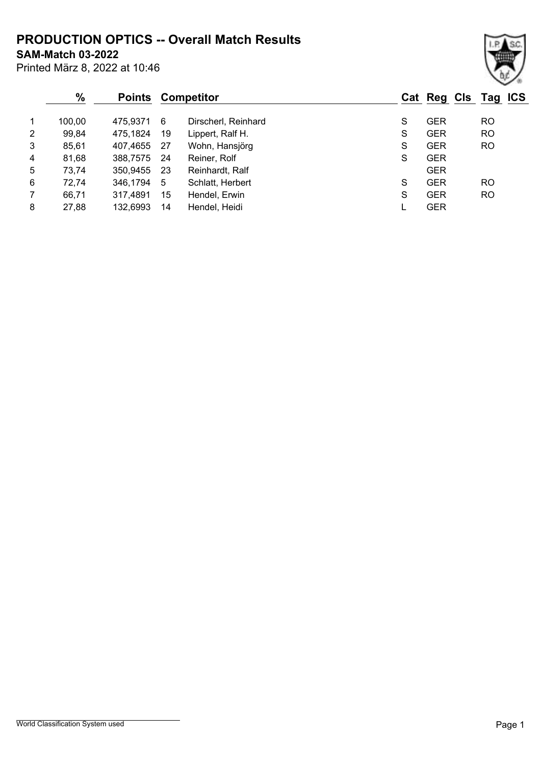# PRODUCTION OPTICS -- Overall Match Results

**SAM-Match 03-2022**

Printed März 8, 2022 at 10:46

| | % | Points | Competitor | | Cat | Reg | Cls | Tag | ICS |
|---|---|---|---|---|---|---|---|---|---|
| 1 | 100,00 | 475,9371 | 6 | Dirscherl, Reinhard | S | GER | | RO | |
| 2 | 99,84 | 475,1824 | 19 | Lippert, Ralf H. | S | GER | | RO | |
| 3 | 85,61 | 407,4655 | 27 | Wohn, Hansjörg | S | GER | | RO | |
| 4 | 81,68 | 388,7575 | 24 | Reiner, Rolf | S | GER | | | |
| 5 | 73,74 | 350,9455 | 23 | Reinhardt, Ralf | | GER | | | |
| 6 | 72,74 | 346,1794 | 5 | Schlatt, Herbert | S | GER | | RO | |
| 7 | 66,71 | 317,4891 | 15 | Hendel, Erwin | S | GER | | RO | |
| 8 | 27,88 | 132,6993 | 14 | Hendel, Heidi | L | GER | | | |

World Classification System used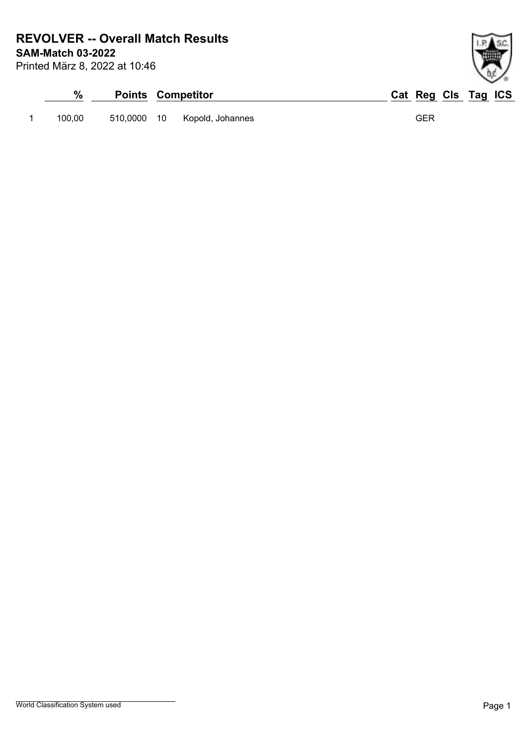# REVOLVER -- Overall Match Results

**SAM-Match 03-2022**

Printed März 8, 2022 at 10:46

| | % | Points | | Competitor | Cat | Reg | Cls | Tag | ICS |
|---|---|---|---|---|---|---|---|---|---|
| 1 | 100,00 | 510,0000 | 10 | Kopold, Johannes | | GER | | | |

World Classification System used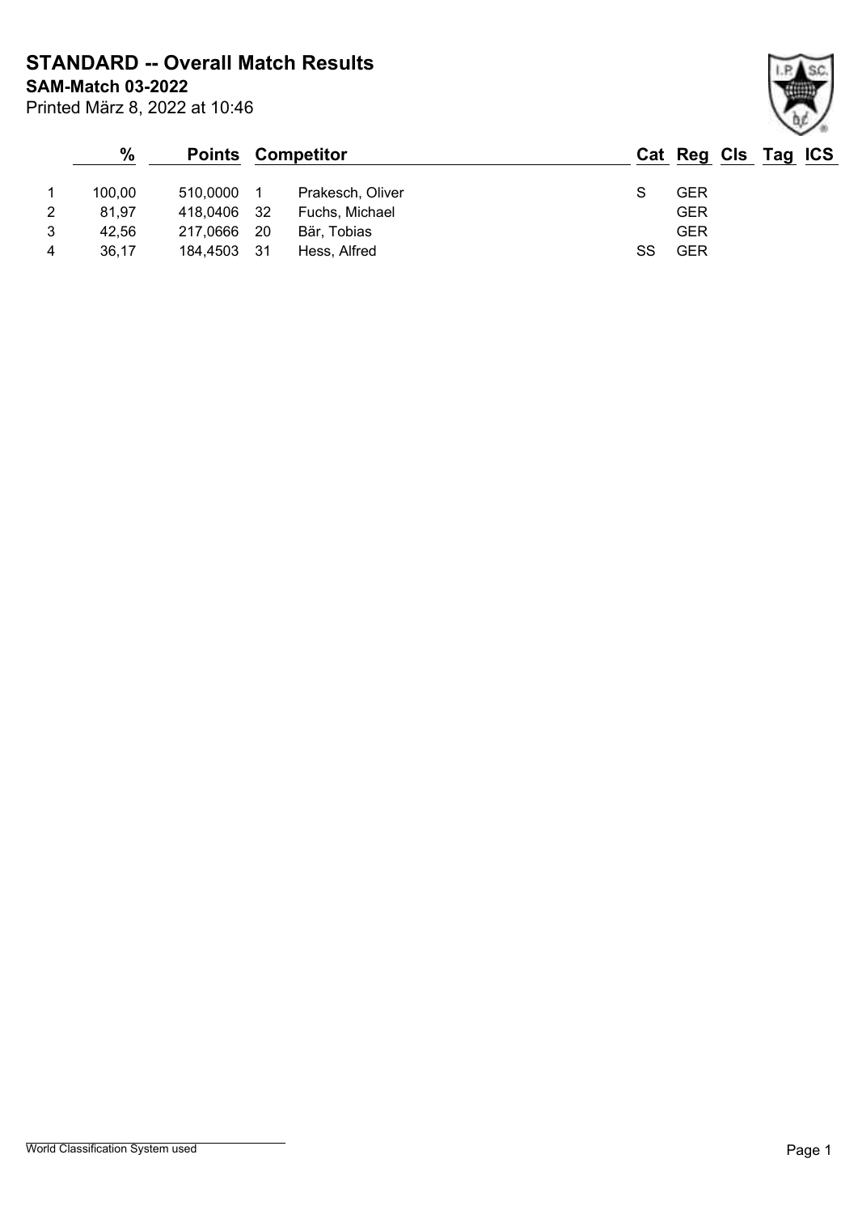# STANDARD -- Overall Match Results

**SAM-Match 03-2022**

Printed März 8, 2022 at 10:46

| | % | Points | Competitor | | Cat | Reg | Cls | Tag | ICS |
|---|---|---|---|---|---|---|---|---|---|
| 1 | 100,00 | 510,0000 | 1 | Prakesch, Oliver | S | GER | | | |
| 2 | 81,97 | 418,0406 | 32 | Fuchs, Michael | | GER | | | |
| 3 | 42,56 | 217,0666 | 20 | Bär, Tobias | | GER | | | |
| 4 | 36,17 | 184,4503 | 31 | Hess, Alfred | SS | GER | | | |

World Classification System used